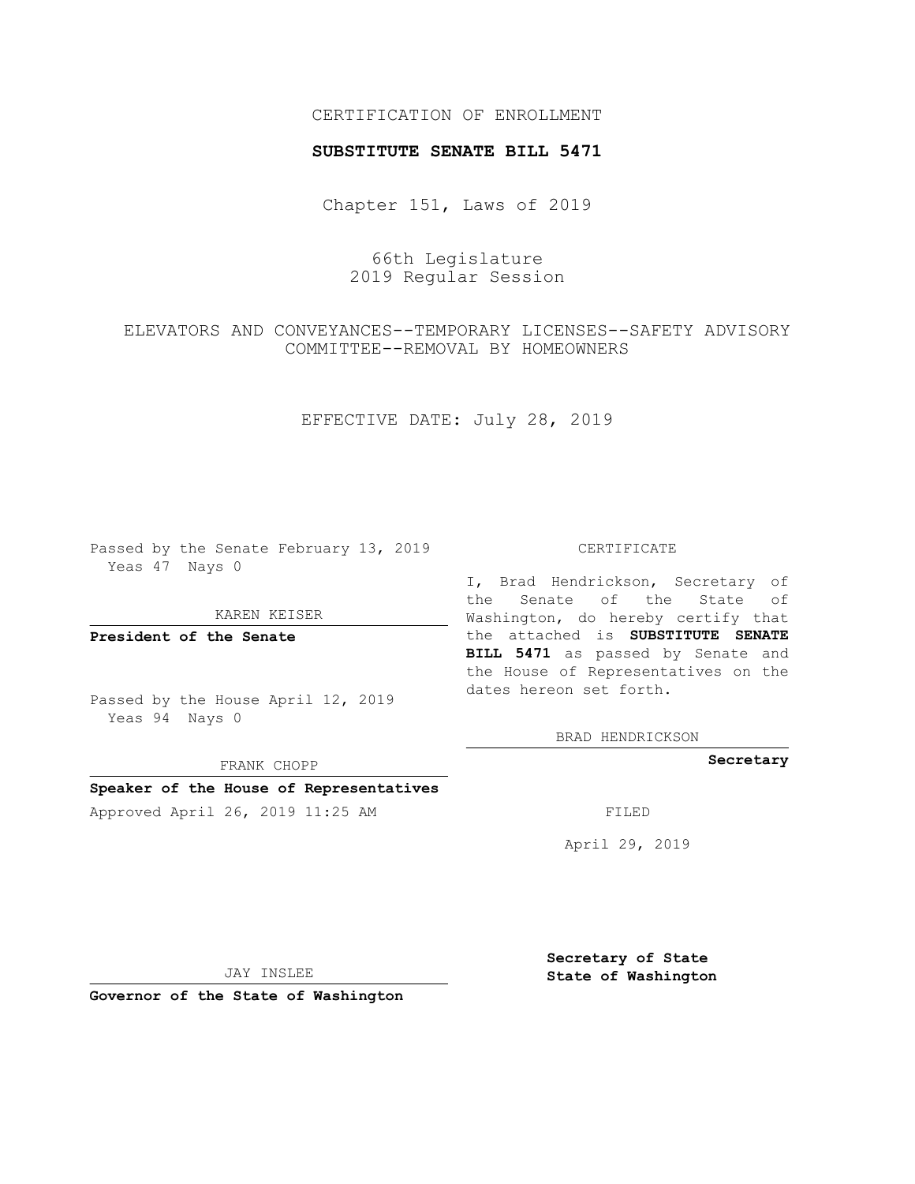CERTIFICATION OF ENROLLMENT

**SUBSTITUTE SENATE BILL 5471**

Chapter 151, Laws of 2019

66th Legislature
2019 Regular Session

ELEVATORS AND CONVEYANCES--TEMPORARY LICENSES--SAFETY ADVISORY COMMITTEE--REMOVAL BY HOMEOWNERS

EFFECTIVE DATE: July 28, 2019

Passed by the Senate February 13, 2019
Yeas 47 Nays 0

KAREN KEISER

**President of the Senate**

Passed by the House April 12, 2019
Yeas 94 Nays 0

FRANK CHOPP

**Speaker of the House of Representatives**

Approved April 26, 2019 11:25 AM

JAY INSLEE

**Governor of the State of Washington**

CERTIFICATE

I, Brad Hendrickson, Secretary of the Senate of the State of Washington, do hereby certify that the attached is **SUBSTITUTE SENATE BILL 5471** as passed by Senate and the House of Representatives on the dates hereon set forth.

BRAD HENDRICKSON

**Secretary**

FILED

April 29, 2019

**Secretary of State**
**State of Washington**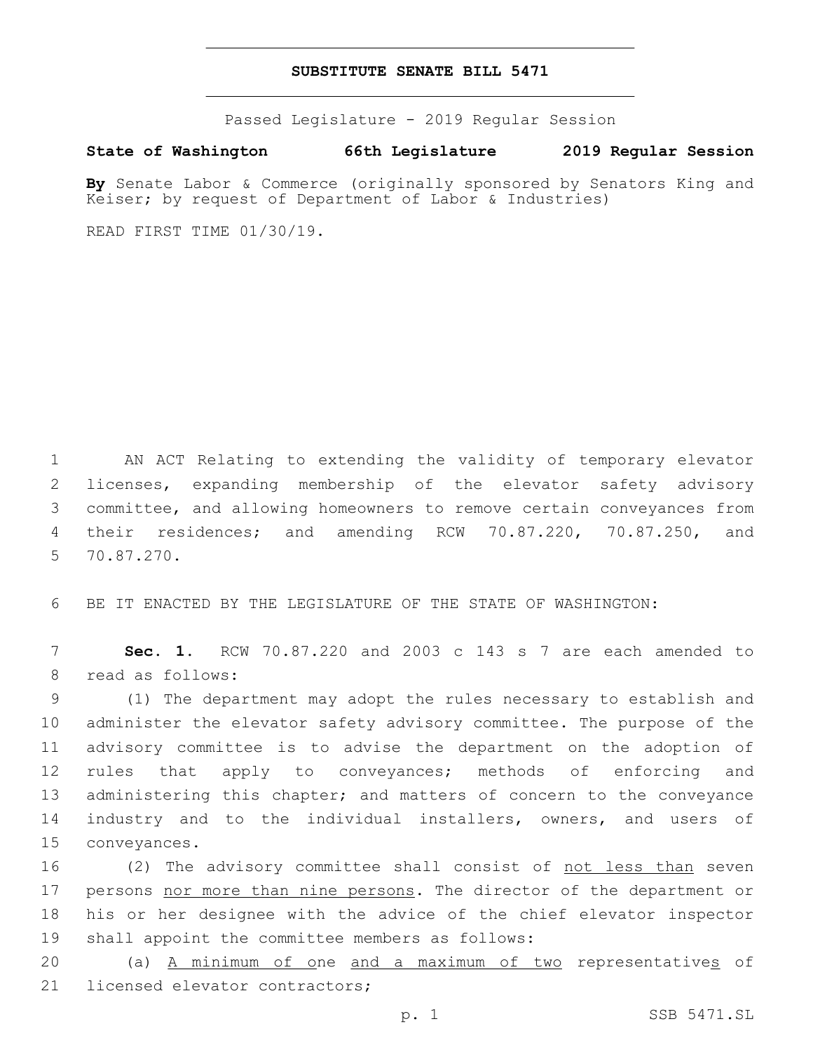**SUBSTITUTE SENATE BILL 5471**

Passed Legislature - 2019 Regular Session

**State of Washington 66th Legislature 2019 Regular Session**

**By** Senate Labor & Commerce (originally sponsored by Senators King and Keiser; by request of Department of Labor & Industries)

READ FIRST TIME 01/30/19.

AN ACT Relating to extending the validity of temporary elevator licenses, expanding membership of the elevator safety advisory committee, and allowing homeowners to remove certain conveyances from their residences; and amending RCW 70.87.220, 70.87.250, and 70.87.270.

BE IT ENACTED BY THE LEGISLATURE OF THE STATE OF WASHINGTON:

**Sec. 1.** RCW 70.87.220 and 2003 c 143 s 7 are each amended to read as follows:

(1) The department may adopt the rules necessary to establish and administer the elevator safety advisory committee. The purpose of the advisory committee is to advise the department on the adoption of rules that apply to conveyances; methods of enforcing and administering this chapter; and matters of concern to the conveyance industry and to the individual installers, owners, and users of conveyances.

(2) The advisory committee shall consist of <u>not less than</u> seven persons <u>nor more than nine persons</u>. The director of the department or his or her designee with the advice of the chief elevator inspector shall appoint the committee members as follows:

(a) <u>A minimum of o</u>ne <u>and a maximum of two</u> representative<u>s</u> of licensed elevator contractors;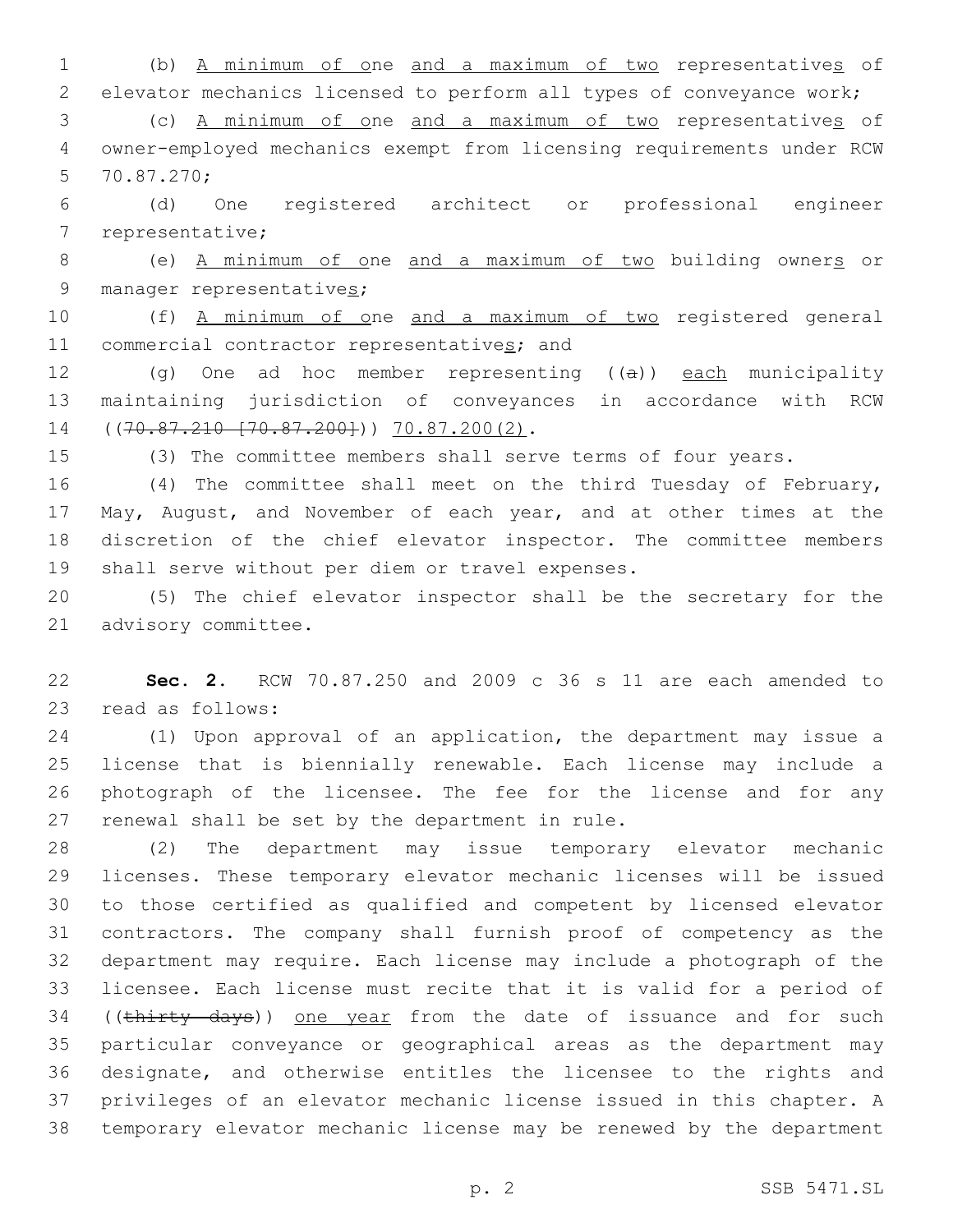(b) A minimum of one and a maximum of two representatives of elevator mechanics licensed to perform all types of conveyance work;

(c) A minimum of one and a maximum of two representatives of owner-employed mechanics exempt from licensing requirements under RCW 70.87.270;

(d) One registered architect or professional engineer representative;

(e) A minimum of one and a maximum of two building owners or manager representatives;

(f) A minimum of one and a maximum of two registered general commercial contractor representatives; and

(g) One ad hoc member representing ((a)) each municipality maintaining jurisdiction of conveyances in accordance with RCW ((70.87.210 [70.87.200])) 70.87.200(2).

(3) The committee members shall serve terms of four years.

(4) The committee shall meet on the third Tuesday of February, May, August, and November of each year, and at other times at the discretion of the chief elevator inspector. The committee members shall serve without per diem or travel expenses.

(5) The chief elevator inspector shall be the secretary for the advisory committee.

**Sec. 2.** RCW 70.87.250 and 2009 c 36 s 11 are each amended to read as follows:

(1) Upon approval of an application, the department may issue a license that is biennially renewable. Each license may include a photograph of the licensee. The fee for the license and for any renewal shall be set by the department in rule.

(2) The department may issue temporary elevator mechanic licenses. These temporary elevator mechanic licenses will be issued to those certified as qualified and competent by licensed elevator contractors. The company shall furnish proof of competency as the department may require. Each license may include a photograph of the licensee. Each license must recite that it is valid for a period of ((thirty days)) one year from the date of issuance and for such particular conveyance or geographical areas as the department may designate, and otherwise entitles the licensee to the rights and privileges of an elevator mechanic license issued in this chapter. A temporary elevator mechanic license may be renewed by the department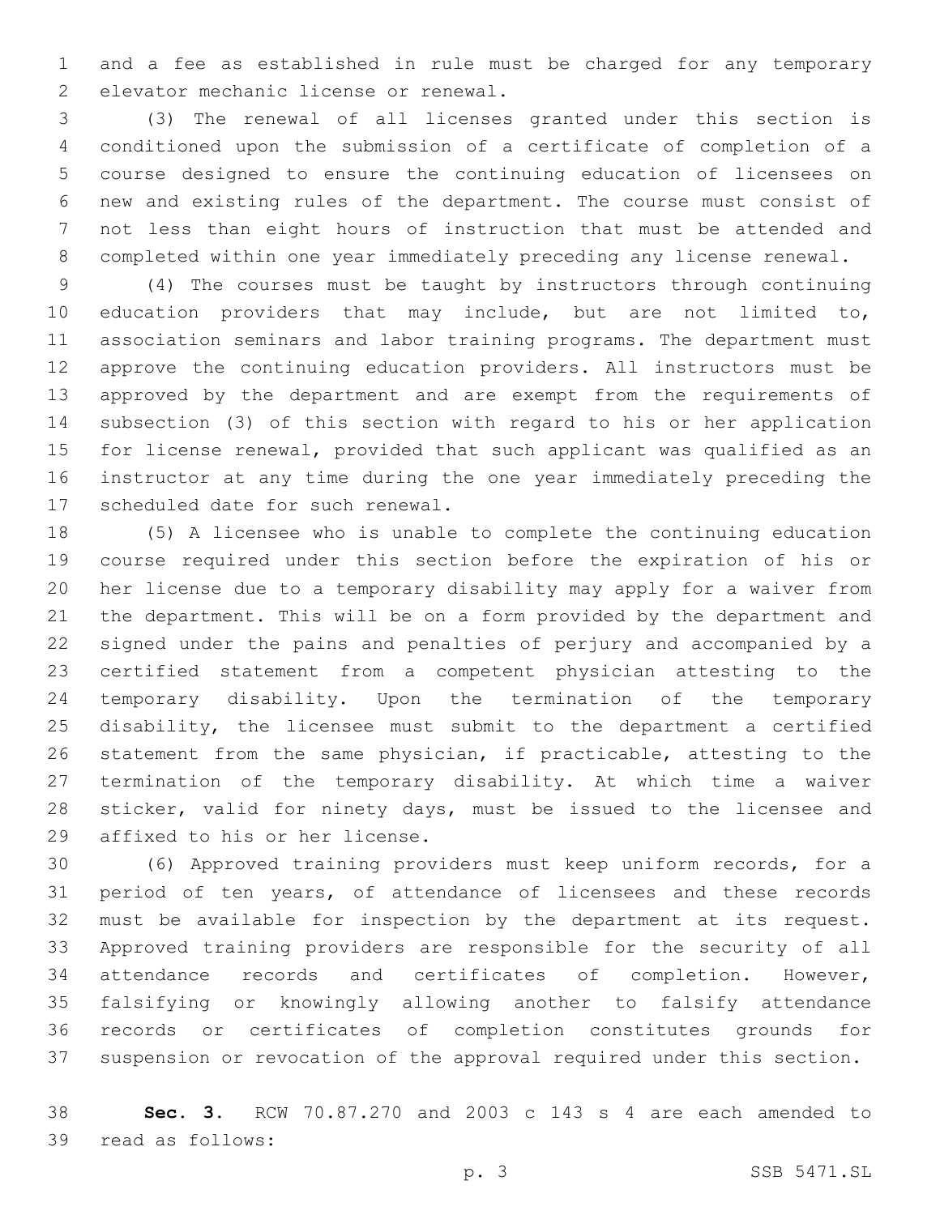and a fee as established in rule must be charged for any temporary elevator mechanic license or renewal.

(3) The renewal of all licenses granted under this section is conditioned upon the submission of a certificate of completion of a course designed to ensure the continuing education of licensees on new and existing rules of the department. The course must consist of not less than eight hours of instruction that must be attended and completed within one year immediately preceding any license renewal.

(4) The courses must be taught by instructors through continuing education providers that may include, but are not limited to, association seminars and labor training programs. The department must approve the continuing education providers. All instructors must be approved by the department and are exempt from the requirements of subsection (3) of this section with regard to his or her application for license renewal, provided that such applicant was qualified as an instructor at any time during the one year immediately preceding the scheduled date for such renewal.

(5) A licensee who is unable to complete the continuing education course required under this section before the expiration of his or her license due to a temporary disability may apply for a waiver from the department. This will be on a form provided by the department and signed under the pains and penalties of perjury and accompanied by a certified statement from a competent physician attesting to the temporary disability. Upon the termination of the temporary disability, the licensee must submit to the department a certified statement from the same physician, if practicable, attesting to the termination of the temporary disability. At which time a waiver sticker, valid for ninety days, must be issued to the licensee and affixed to his or her license.

(6) Approved training providers must keep uniform records, for a period of ten years, of attendance of licensees and these records must be available for inspection by the department at its request. Approved training providers are responsible for the security of all attendance records and certificates of completion. However, falsifying or knowingly allowing another to falsify attendance records or certificates of completion constitutes grounds for suspension or revocation of the approval required under this section.

**Sec. 3.** RCW 70.87.270 and 2003 c 143 s 4 are each amended to read as follows: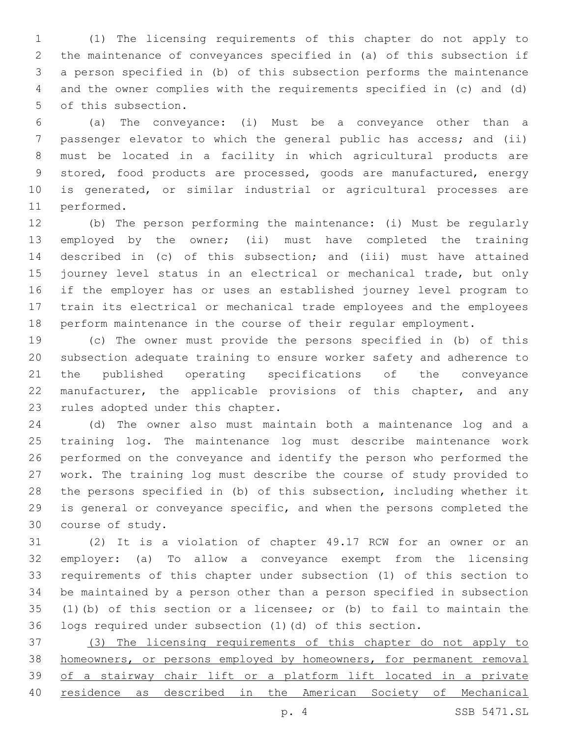(1) The licensing requirements of this chapter do not apply to the maintenance of conveyances specified in (a) of this subsection if a person specified in (b) of this subsection performs the maintenance and the owner complies with the requirements specified in (c) and (d) of this subsection.

(a) The conveyance: (i) Must be a conveyance other than a passenger elevator to which the general public has access; and (ii) must be located in a facility in which agricultural products are stored, food products are processed, goods are manufactured, energy is generated, or similar industrial or agricultural processes are performed.

(b) The person performing the maintenance: (i) Must be regularly employed by the owner; (ii) must have completed the training described in (c) of this subsection; and (iii) must have attained journey level status in an electrical or mechanical trade, but only if the employer has or uses an established journey level program to train its electrical or mechanical trade employees and the employees perform maintenance in the course of their regular employment.

(c) The owner must provide the persons specified in (b) of this subsection adequate training to ensure worker safety and adherence to the published operating specifications of the conveyance manufacturer, the applicable provisions of this chapter, and any rules adopted under this chapter.

(d) The owner also must maintain both a maintenance log and a training log. The maintenance log must describe maintenance work performed on the conveyance and identify the person who performed the work. The training log must describe the course of study provided to the persons specified in (b) of this subsection, including whether it is general or conveyance specific, and when the persons completed the course of study.

(2) It is a violation of chapter 49.17 RCW for an owner or an employer: (a) To allow a conveyance exempt from the licensing requirements of this chapter under subsection (1) of this section to be maintained by a person other than a person specified in subsection (1)(b) of this section or a licensee; or (b) to fail to maintain the logs required under subsection (1)(d) of this section.

<u>(3) The licensing requirements of this chapter do not apply to homeowners, or persons employed by homeowners, for permanent removal of a stairway chair lift or a platform lift located in a private residence as described in the American Society of Mechanical</u>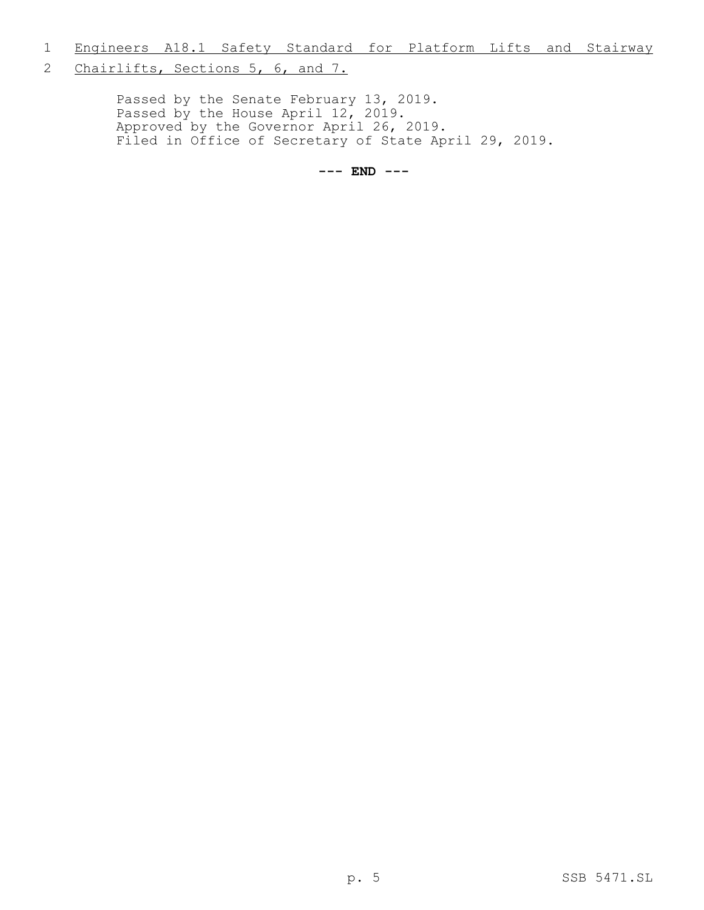Engineers A18.1 Safety Standard for Platform Lifts and Stairway Chairlifts, Sections 5, 6, and 7.

Passed by the Senate February 13, 2019.
Passed by the House April 12, 2019.
Approved by the Governor April 26, 2019.
Filed in Office of Secretary of State April 29, 2019.

**--- END ---**